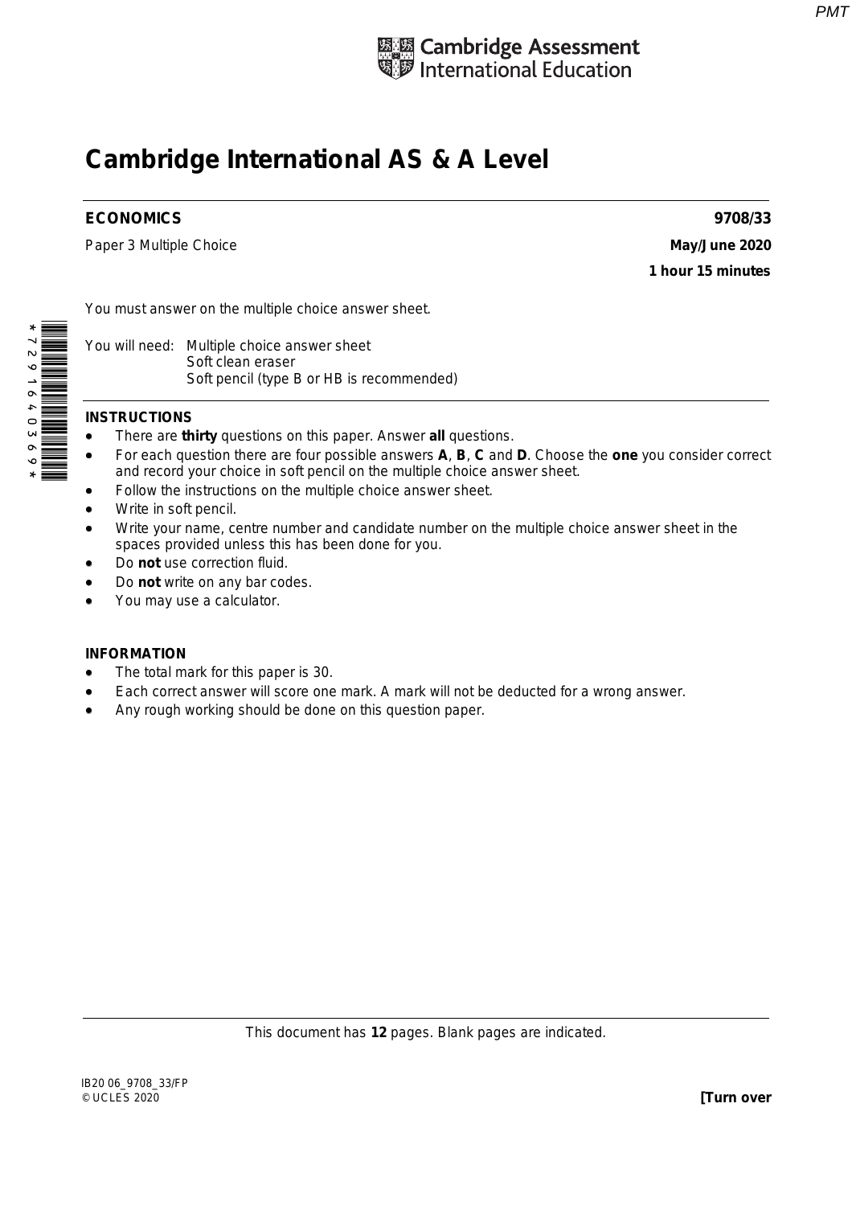Cambridge Assessment International Education

# Cambridge International AS & A Level

**ECONOMICS** **9708/33**

Paper 3 Multiple Choice **May/June 2020**

**1 hour 15 minutes**

You must answer on the multiple choice answer sheet.

You will need: Multiple choice answer sheet
Soft clean eraser
Soft pencil (type B or HB is recommended)

**INSTRUCTIONS**

- There are **thirty** questions on this paper. Answer **all** questions.
- For each question there are four possible answers **A**, **B**, **C** and **D**. Choose the **one** you consider correct and record your choice in soft pencil on the multiple choice answer sheet.
- Follow the instructions on the multiple choice answer sheet.
- Write in soft pencil.
- Write your name, centre number and candidate number on the multiple choice answer sheet in the spaces provided unless this has been done for you.
- Do **not** use correction fluid.
- Do **not** write on any bar codes.
- You may use a calculator.

**INFORMATION**

- The total mark for this paper is 30.
- Each correct answer will score one mark. A mark will not be deducted for a wrong answer.
- Any rough working should be done on this question paper.

This document has **12** pages. Blank pages are indicated.

IB20 06_9708_33/FP
© UCLES 2020 **[Turn over**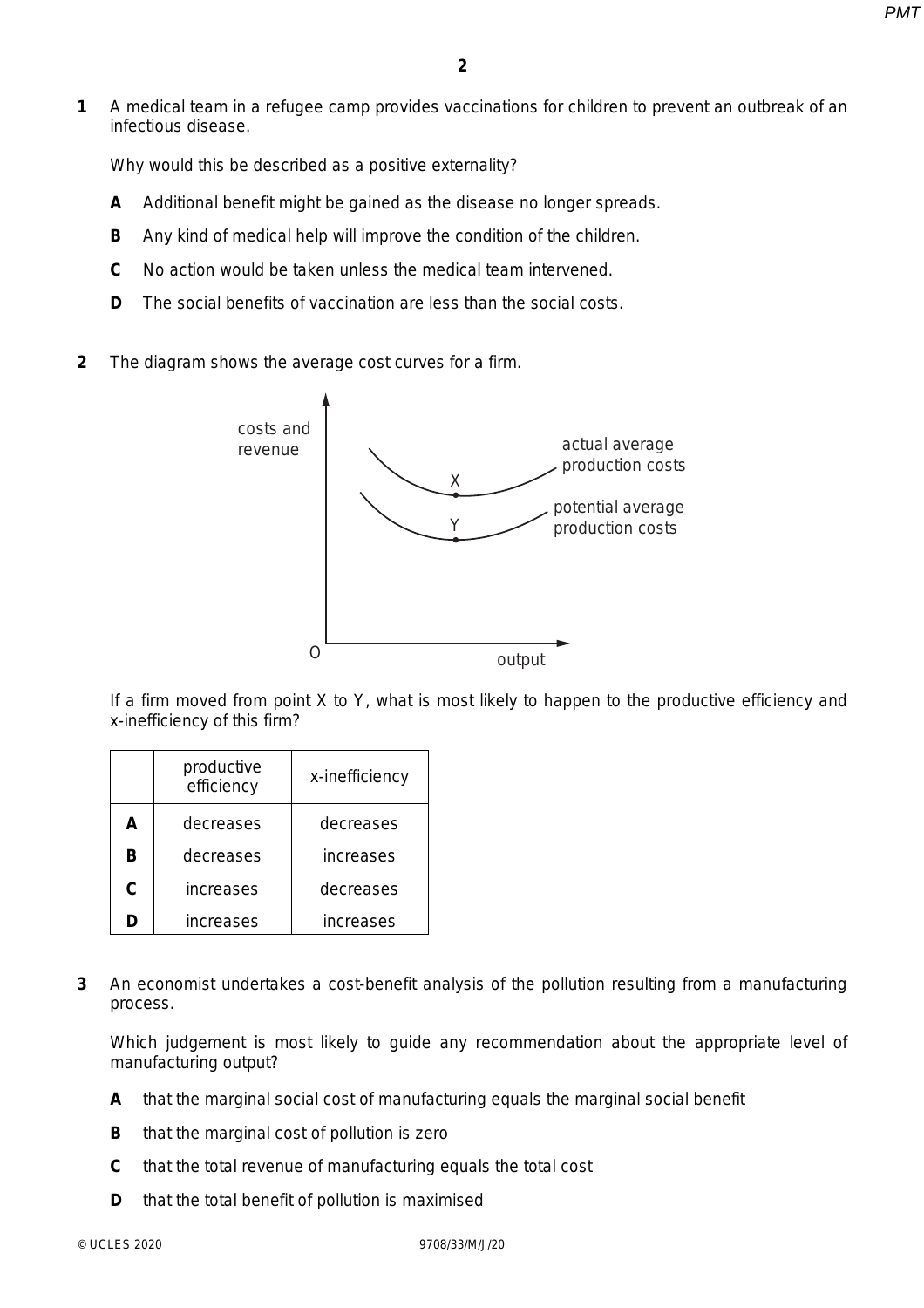1 A medical team in a refugee camp provides vaccinations for children to prevent an outbreak of an infectious disease.

Why would this be described as a positive externality?

**A** Additional benefit might be gained as the disease no longer spreads.

**B** Any kind of medical help will improve the condition of the children.

**C** No action would be taken unless the medical team intervened.

**D** The social benefits of vaccination are less than the social costs.

2 The diagram shows the average cost curves for a firm.

If a firm moved from point X to Y, what is most likely to happen to the productive efficiency and x-inefficiency of this firm?

| | productive efficiency | x-inefficiency |
|---|---|---|
| **A** | decreases | decreases |
| **B** | decreases | increases |
| **C** | increases | decreases |
| **D** | increases | increases |

3 An economist undertakes a cost-benefit analysis of the pollution resulting from a manufacturing process.

Which judgement is most likely to guide any recommendation about the appropriate level of manufacturing output?

**A** that the marginal social cost of manufacturing equals the marginal social benefit

**B** that the marginal cost of pollution is zero

**C** that the total revenue of manufacturing equals the total cost

**D** that the total benefit of pollution is maximised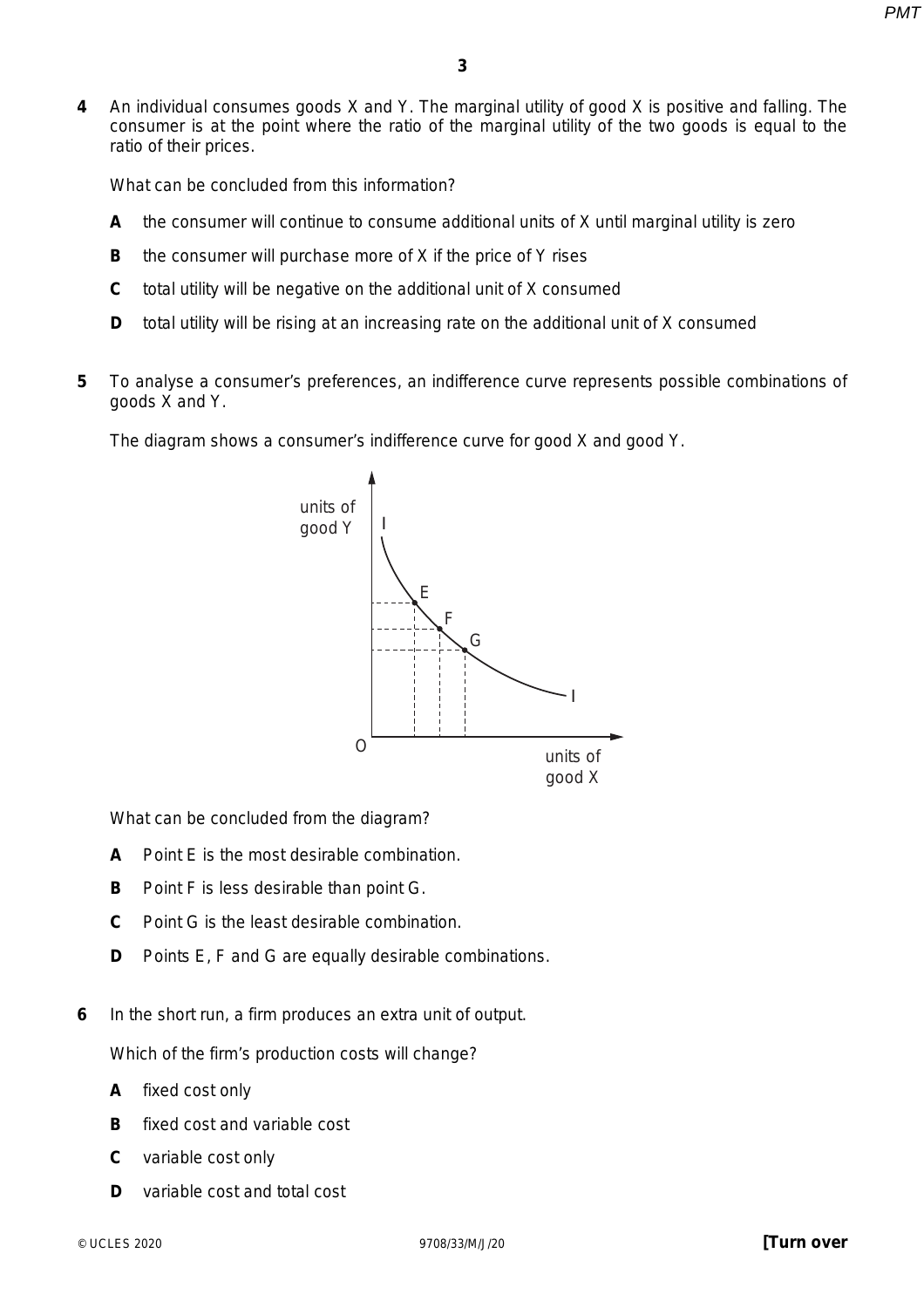**4** An individual consumes goods X and Y. The marginal utility of good X is positive and falling. The consumer is at the point where the ratio of the marginal utility of the two goods is equal to the ratio of their prices.

What can be concluded from this information?

**A** the consumer will continue to consume additional units of X until marginal utility is zero

**B** the consumer will purchase more of X if the price of Y rises

**C** total utility will be negative on the additional unit of X consumed

**D** total utility will be rising at an increasing rate on the additional unit of X consumed

**5** To analyse a consumer's preferences, an indifference curve represents possible combinations of goods X and Y.

The diagram shows a consumer's indifference curve for good X and good Y.

What can be concluded from the diagram?

**A** Point E is the most desirable combination.

**B** Point F is less desirable than point G.

**C** Point G is the least desirable combination.

**D** Points E, F and G are equally desirable combinations.

**6** In the short run, a firm produces an extra unit of output.

Which of the firm's production costs will change?

**A** fixed cost only

**B** fixed cost and variable cost

**C** variable cost only

**D** variable cost and total cost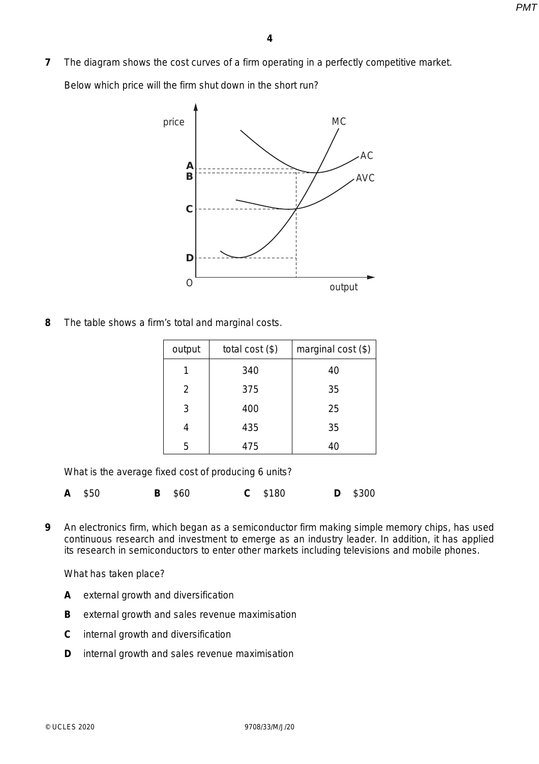**7** The diagram shows the cost curves of a firm operating in a perfectly competitive market.

Below which price will the firm shut down in the short run?

**8** The table shows a firm's total and marginal costs.

| output | total cost ($) | marginal cost ($) |
|---|---|---|
| 1 | 340 | 40 |
| 2 | 375 | 35 |
| 3 | 400 | 25 |
| 4 | 435 | 35 |
| 5 | 475 | 40 |

What is the average fixed cost of producing 6 units?

**A** $50 **B** $60 **C** $180 **D** $300

**9** An electronics firm, which began as a semiconductor firm making simple memory chips, has used continuous research and investment to emerge as an industry leader. In addition, it has applied its research in semiconductors to enter other markets including televisions and mobile phones.

What has taken place?

**A** external growth and diversification

**B** external growth and sales revenue maximisation

**C** internal growth and diversification

**D** internal growth and sales revenue maximisation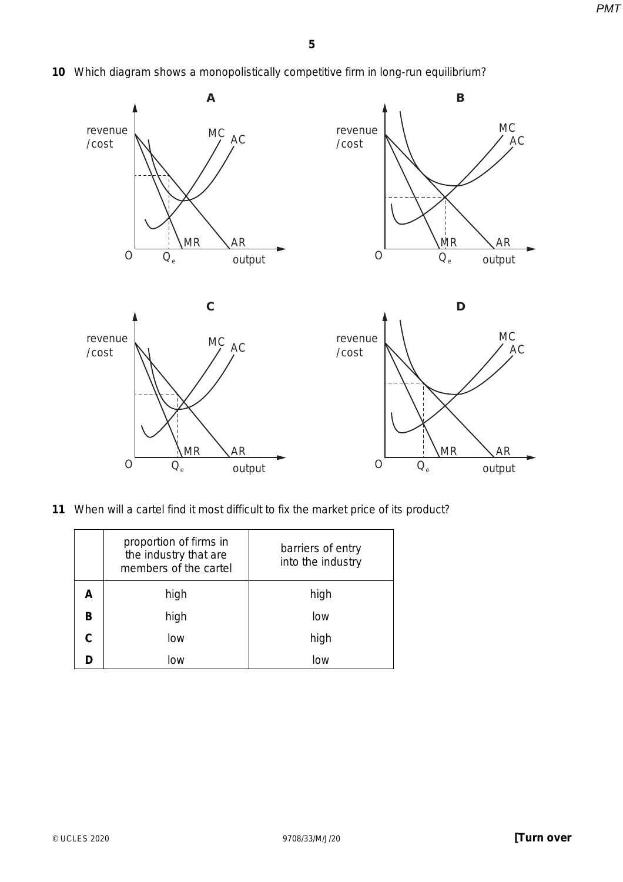**10** Which diagram shows a monopolistically competitive firm in long-run equilibrium?

**A**

revenue /cost, MC, AC, MR, AR, O, $Q_e$, output

**B**

revenue /cost, MC, AC, MR, AR, O, $Q_e$, output

**C**

revenue /cost, MC, AC, MR, AR, O, $Q_e$, output

**D**

revenue /cost, MC, AC, MR, AR, O, $Q_e$, output

**11** When will a cartel find it most difficult to fix the market price of its product?

| | proportion of firms in the industry that are members of the cartel | barriers of entry into the industry |
|---|---|---|
| **A** | high | high |
| **B** | high | low |
| **C** | low | high |
| **D** | low | low |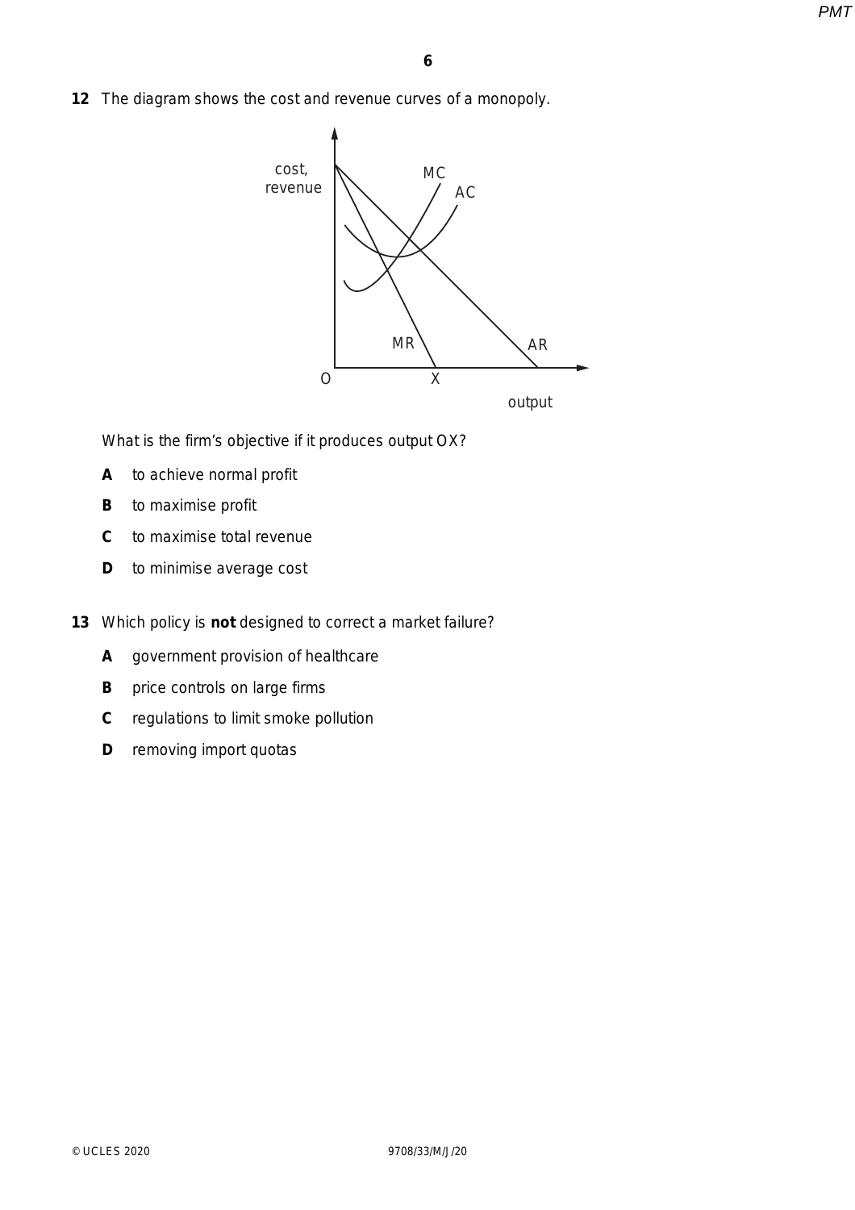**12** The diagram shows the cost and revenue curves of a monopoly.

What is the firm's objective if it produces output OX?

**A** to achieve normal profit

**B** to maximise profit

**C** to maximise total revenue

**D** to minimise average cost

**13** Which policy is **not** designed to correct a market failure?

**A** government provision of healthcare

**B** price controls on large firms

**C** regulations to limit smoke pollution

**D** removing import quotas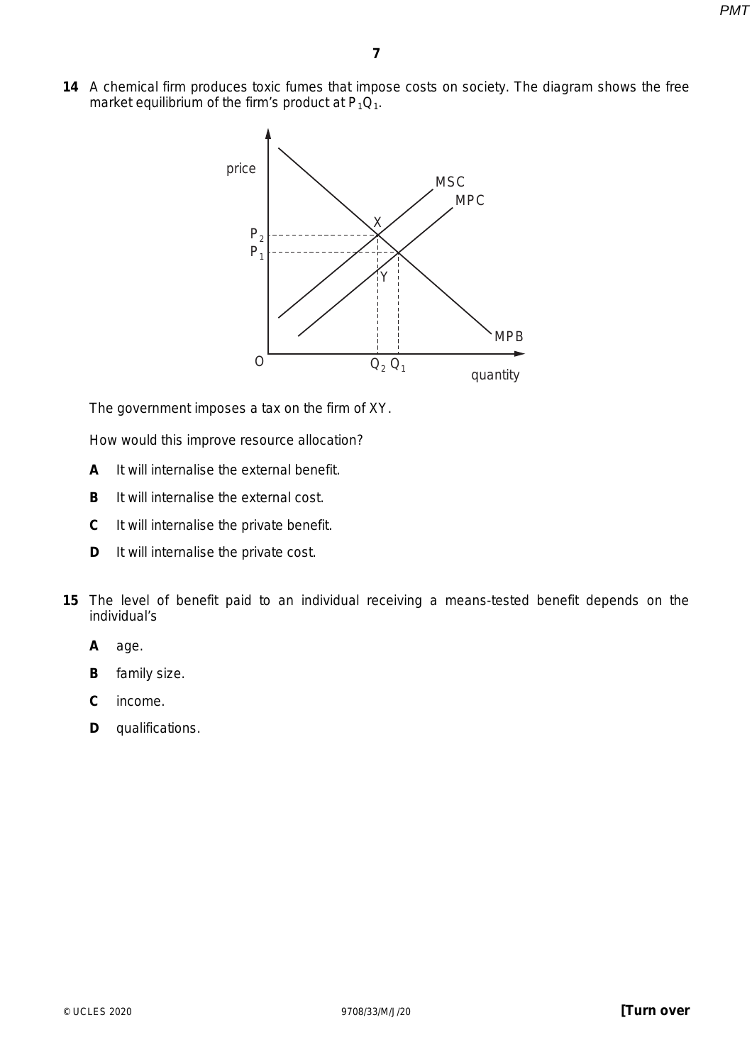**14** A chemical firm produces toxic fumes that impose costs on society. The diagram shows the free market equilibrium of the firm's product at $P_1Q_1$.

The government imposes a tax on the firm of XY.

How would this improve resource allocation?

**A** It will internalise the external benefit.

**B** It will internalise the external cost.

**C** It will internalise the private benefit.

**D** It will internalise the private cost.

**15** The level of benefit paid to an individual receiving a means-tested benefit depends on the individual's

**A** age.

**B** family size.

**C** income.

**D** qualifications.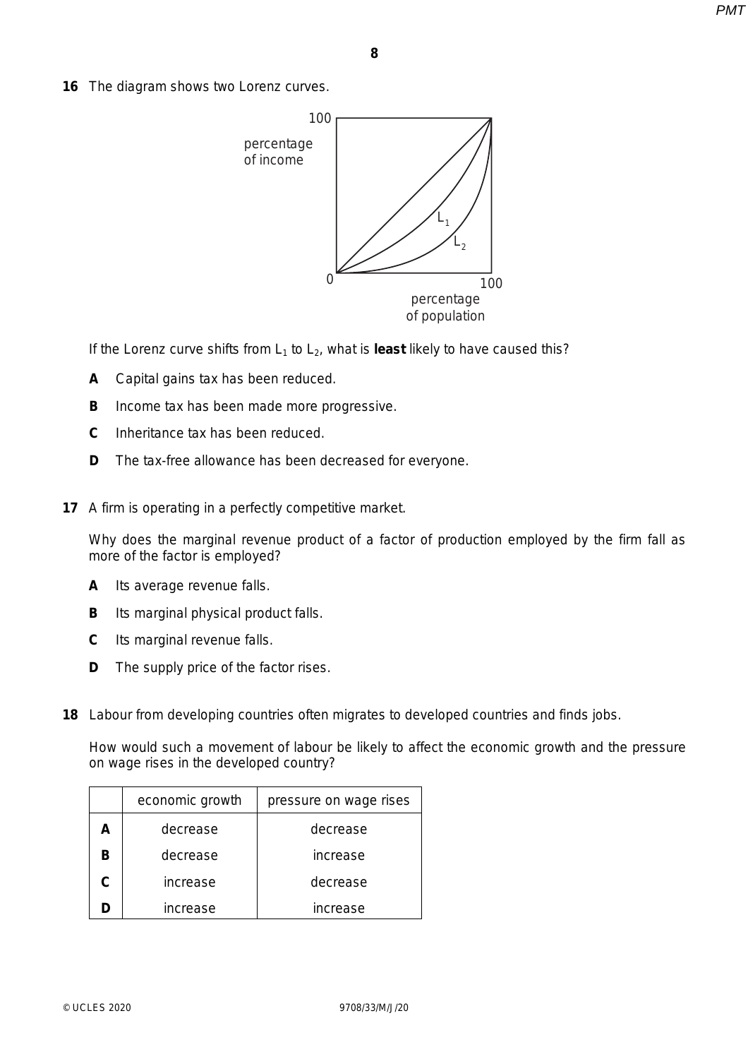**16** The diagram shows two Lorenz curves.

If the Lorenz curve shifts from $L_1$ to $L_2$, what is **least** likely to have caused this?

**A** Capital gains tax has been reduced.

**B** Income tax has been made more progressive.

**C** Inheritance tax has been reduced.

**D** The tax-free allowance has been decreased for everyone.

**17** A firm is operating in a perfectly competitive market.

Why does the marginal revenue product of a factor of production employed by the firm fall as more of the factor is employed?

**A** Its average revenue falls.

**B** Its marginal physical product falls.

**C** Its marginal revenue falls.

**D** The supply price of the factor rises.

**18** Labour from developing countries often migrates to developed countries and finds jobs.

How would such a movement of labour be likely to affect the economic growth and the pressure on wage rises in the developed country?

| | economic growth | pressure on wage rises |
|---|---|---|
| **A** | decrease | decrease |
| **B** | decrease | increase |
| **C** | increase | decrease |
| **D** | increase | increase |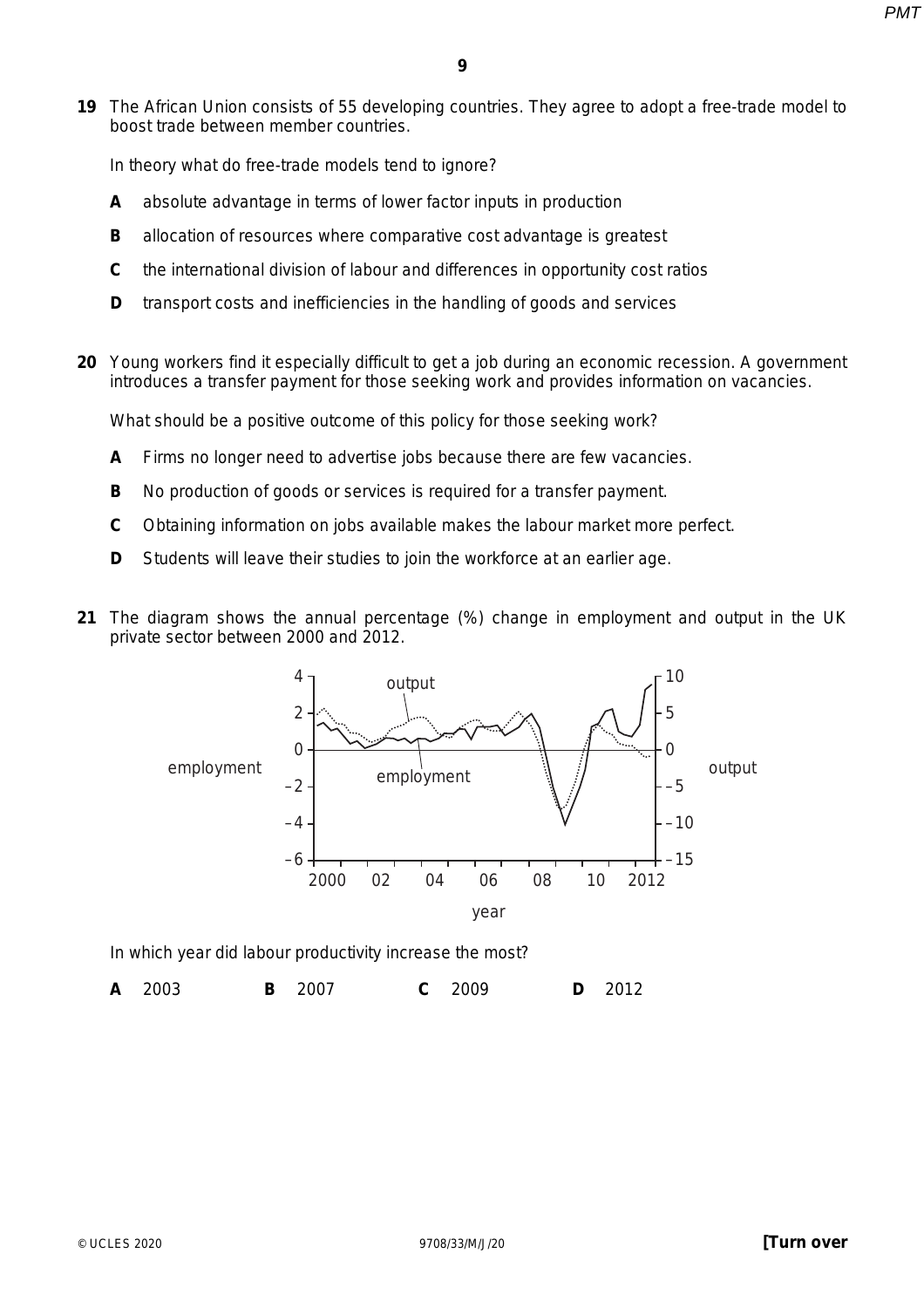**19** The African Union consists of 55 developing countries. They agree to adopt a free-trade model to boost trade between member countries.

In theory what do free-trade models tend to ignore?

**A** absolute advantage in terms of lower factor inputs in production

**B** allocation of resources where comparative cost advantage is greatest

**C** the international division of labour and differences in opportunity cost ratios

**D** transport costs and inefficiencies in the handling of goods and services

**20** Young workers find it especially difficult to get a job during an economic recession. A government introduces a transfer payment for those seeking work and provides information on vacancies.

What should be a positive outcome of this policy for those seeking work?

**A** Firms no longer need to advertise jobs because there are few vacancies.

**B** No production of goods or services is required for a transfer payment.

**C** Obtaining information on jobs available makes the labour market more perfect.

**D** Students will leave their studies to join the workforce at an earlier age.

**21** The diagram shows the annual percentage (%) change in employment and output in the UK private sector between 2000 and 2012.

In which year did labour productivity increase the most?

**A** 2003 **B** 2007 **C** 2009 **D** 2012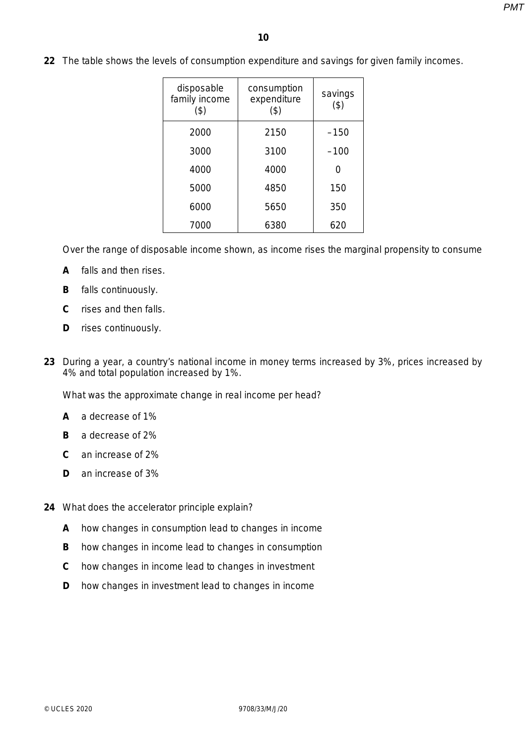**22** The table shows the levels of consumption expenditure and savings for given family incomes.

| disposable family income ($) | consumption expenditure ($) | savings ($) |
|---|---|---|
| 2000 | 2150 | –150 |
| 3000 | 3100 | –100 |
| 4000 | 4000 | 0 |
| 5000 | 4850 | 150 |
| 6000 | 5650 | 350 |
| 7000 | 6380 | 620 |

Over the range of disposable income shown, as income rises the marginal propensity to consume

**A** falls and then rises.

**B** falls continuously.

**C** rises and then falls.

**D** rises continuously.

**23** During a year, a country's national income in money terms increased by 3%, prices increased by 4% and total population increased by 1%.

What was the approximate change in real income per head?

**A** a decrease of 1%

**B** a decrease of 2%

**C** an increase of 2%

**D** an increase of 3%

**24** What does the accelerator principle explain?

**A** how changes in consumption lead to changes in income

**B** how changes in income lead to changes in consumption

**C** how changes in income lead to changes in investment

**D** how changes in investment lead to changes in income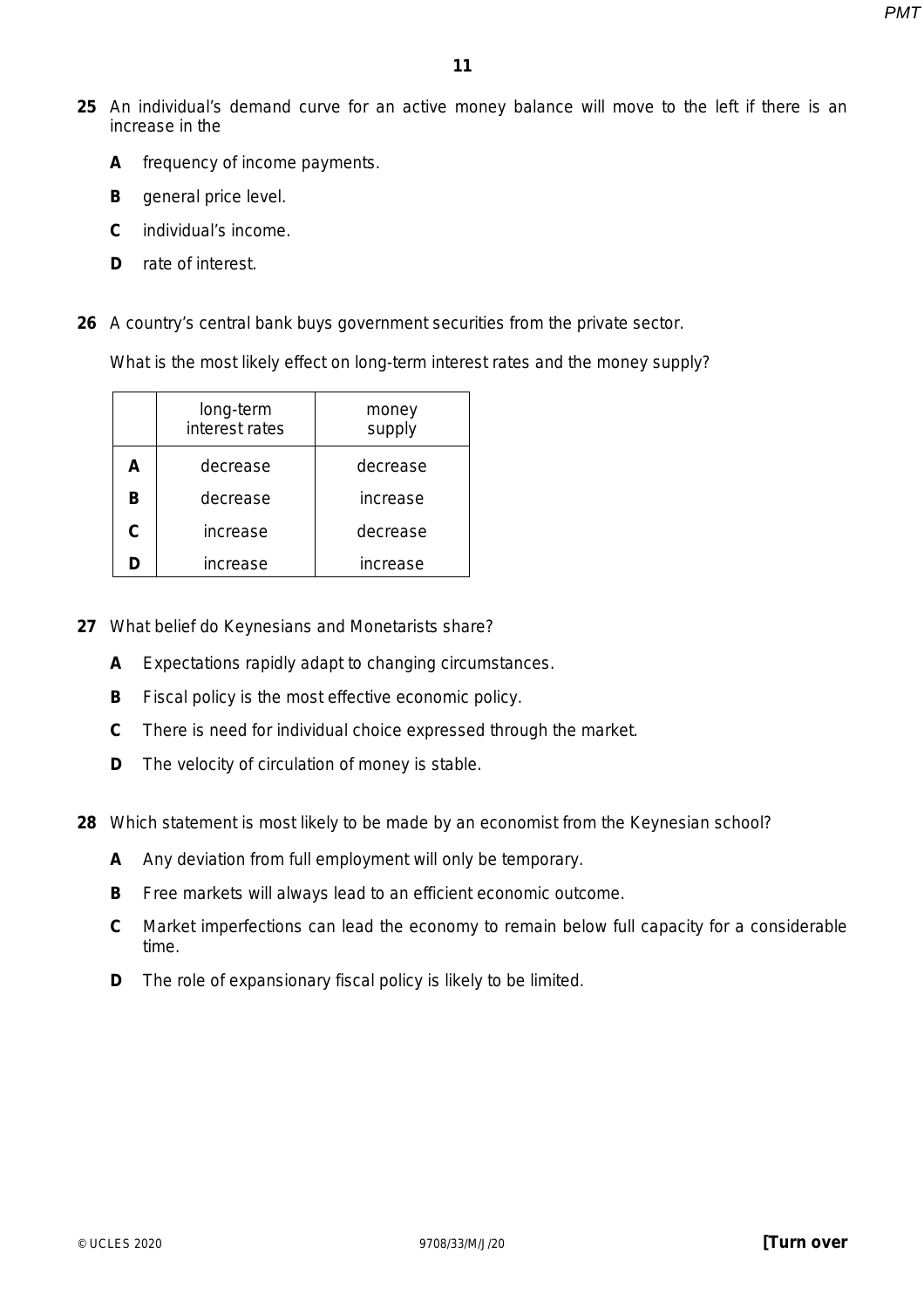**25** An individual's demand curve for an active money balance will move to the left if there is an increase in the

**A** frequency of income payments.

**B** general price level.

**C** individual's income.

**D** rate of interest.

**26** A country's central bank buys government securities from the private sector.

What is the most likely effect on long-term interest rates and the money supply?

| | long-term interest rates | money supply |
|---|---|---|
| **A** | decrease | decrease |
| **B** | decrease | increase |
| **C** | increase | decrease |
| **D** | increase | increase |

**27** What belief do Keynesians and Monetarists share?

**A** Expectations rapidly adapt to changing circumstances.

**B** Fiscal policy is the most effective economic policy.

**C** There is need for individual choice expressed through the market.

**D** The velocity of circulation of money is stable.

**28** Which statement is most likely to be made by an economist from the Keynesian school?

**A** Any deviation from full employment will only be temporary.

**B** Free markets will always lead to an efficient economic outcome.

**C** Market imperfections can lead the economy to remain below full capacity for a considerable time.

**D** The role of expansionary fiscal policy is likely to be limited.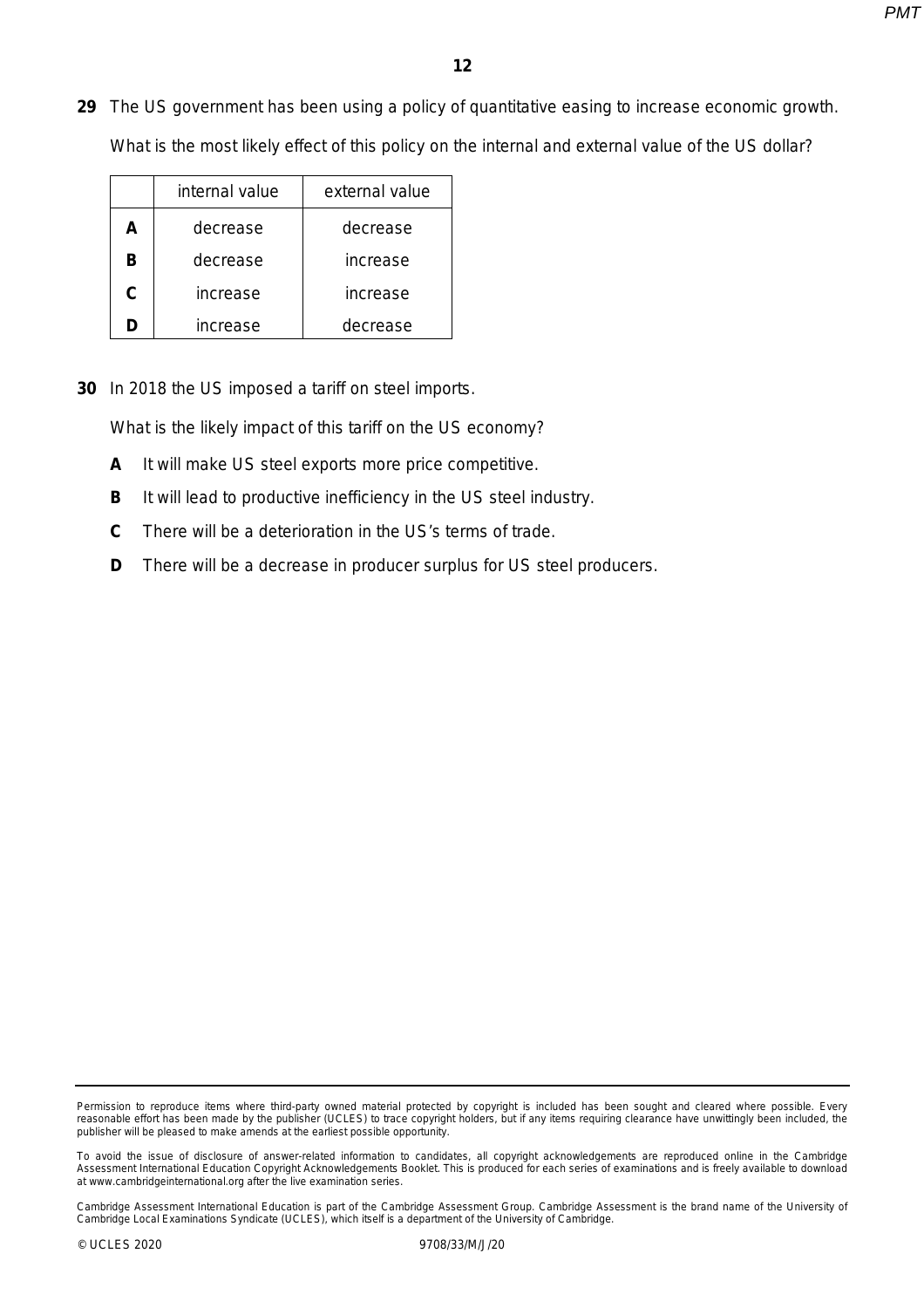**29** The US government has been using a policy of quantitative easing to increase economic growth.

What is the most likely effect of this policy on the internal and external value of the US dollar?

| | internal value | external value |
|---|---|---|
| **A** | decrease | decrease |
| **B** | decrease | increase |
| **C** | increase | increase |
| **D** | increase | decrease |

**30** In 2018 the US imposed a tariff on steel imports.

What is the likely impact of this tariff on the US economy?

**A** It will make US steel exports more price competitive.

**B** It will lead to productive inefficiency in the US steel industry.

**C** There will be a deterioration in the US's terms of trade.

**D** There will be a decrease in producer surplus for US steel producers.

Permission to reproduce items where third-party owned material protected by copyright is included has been sought and cleared where possible. Every reasonable effort has been made by the publisher (UCLES) to trace copyright holders, but if any items requiring clearance have unwittingly been included, the publisher will be pleased to make amends at the earliest possible opportunity.

To avoid the issue of disclosure of answer-related information to candidates, all copyright acknowledgements are reproduced online in the Cambridge Assessment International Education Copyright Acknowledgements Booklet. This is produced for each series of examinations and is freely available to download at www.cambridgeinternational.org after the live examination series.

Cambridge Assessment International Education is part of the Cambridge Assessment Group. Cambridge Assessment is the brand name of the University of Cambridge Local Examinations Syndicate (UCLES), which itself is a department of the University of Cambridge.